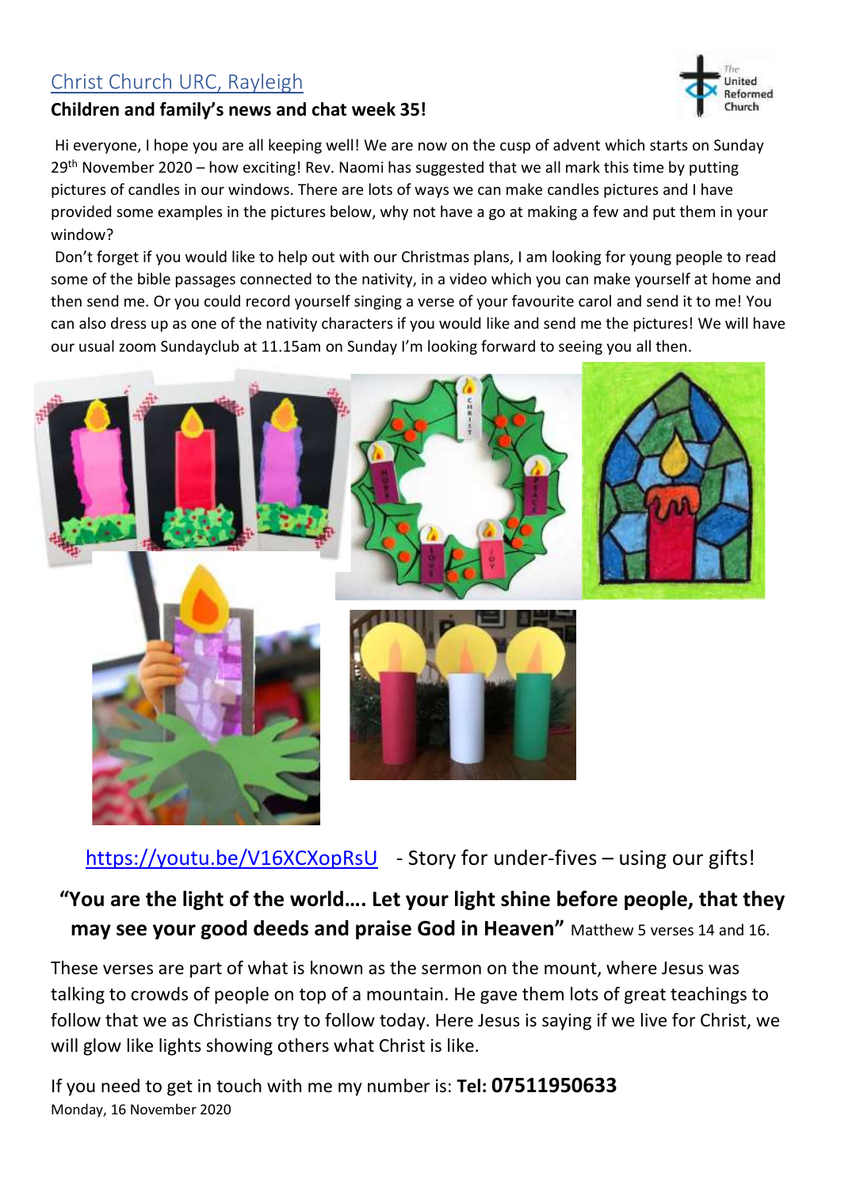# Christ Church URC, Rayleigh

**Children and family's news and chat week 35!**

Hi everyone, I hope you are all keeping well! We are now on the cusp of advent which starts on Sunday 29th November 2020 – how exciting! Rev. Naomi has suggested that we all mark this time by putting pictures of candles in our windows. There are lots of ways we can make candles pictures and I have provided some examples in the pictures below, why not have a go at making a few and put them in your window?

Don't forget if you would like to help out with our Christmas plans, I am looking for young people to read some of the bible passages connected to the nativity, in a video which you can make yourself at home and then send me. Or you could record yourself singing a verse of your favourite carol and send it to me! You can also dress up as one of the nativity characters if you would like and send me the pictures! We will have our usual zoom Sundayclub at 11.15am on Sunday I'm looking forward to seeing you all then.

https://youtu.be/V16XCXopRsU - Story for under-fives – using our gifts!

**"You are the light of the world…. Let your light shine before people, that they may see your good deeds and praise God in Heaven"** Matthew 5 verses 14 and 16.

These verses are part of what is known as the sermon on the mount, where Jesus was talking to crowds of people on top of a mountain. He gave them lots of great teachings to follow that we as Christians try to follow today. Here Jesus is saying if we live for Christ, we will glow like lights showing others what Christ is like.

If you need to get in touch with me my number is: **Tel: 07511950633**

Monday, 16 November 2020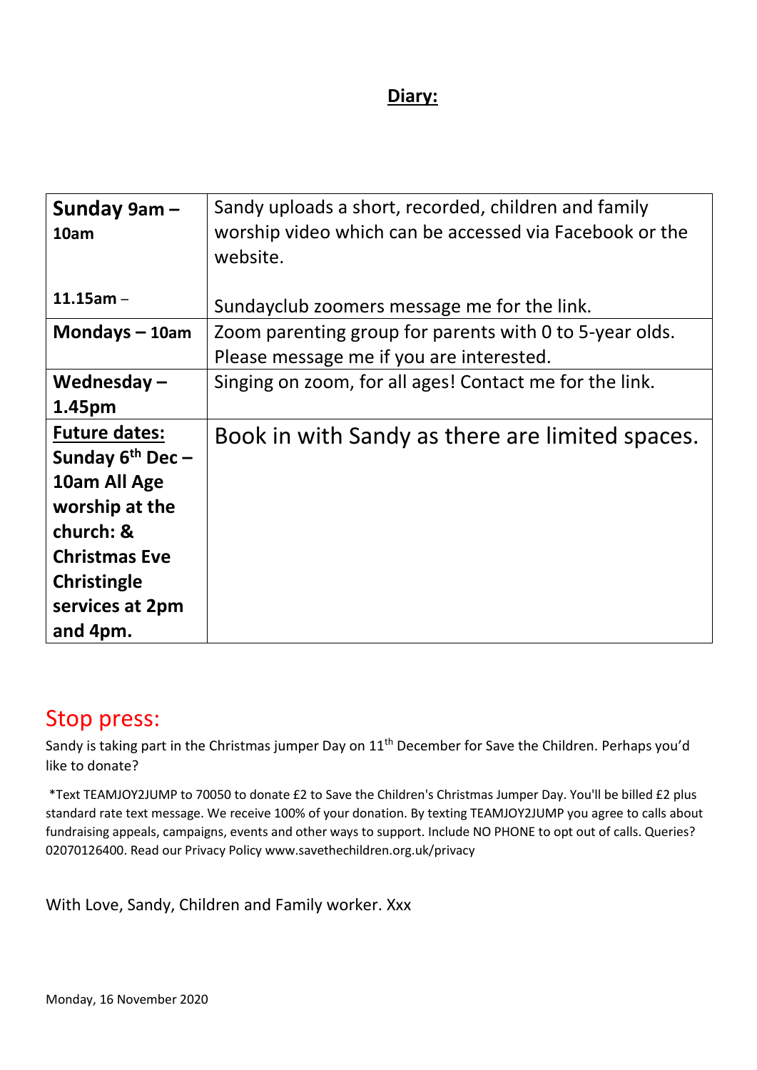## Diary:

| | |
|---|---|
| **Sunday 9am – 10am**<br><br>**11.15am** – | Sandy uploads a short, recorded, children and family worship video which can be accessed via Facebook or the website.<br><br>Sundayclub zoomers message me for the link. |
| **Mondays – 10am** | Zoom parenting group for parents with 0 to 5-year olds. Please message me if you are interested. |
| **Wednesday – 1.45pm** | Singing on zoom, for all ages! Contact me for the link. |
| **Future dates: Sunday 6th Dec – 10am All Age worship at the church: & Christmas Eve Christingle services at 2pm and 4pm.** | Book in with Sandy as there are limited spaces. |

## Stop press:

Sandy is taking part in the Christmas jumper Day on 11th December for Save the Children. Perhaps you'd like to donate?

*Text TEAMJOY2JUMP to 70050 to donate £2 to Save the Children's Christmas Jumper Day. You'll be billed £2 plus standard rate text message. We receive 100% of your donation. By texting TEAMJOY2JUMP you agree to calls about fundraising appeals, campaigns, events and other ways to support. Include NO PHONE to opt out of calls. Queries? 02070126400. Read our Privacy Policy www.savethechildren.org.uk/privacy

With Love, Sandy, Children and Family worker. Xxx

Monday, 16 November 2020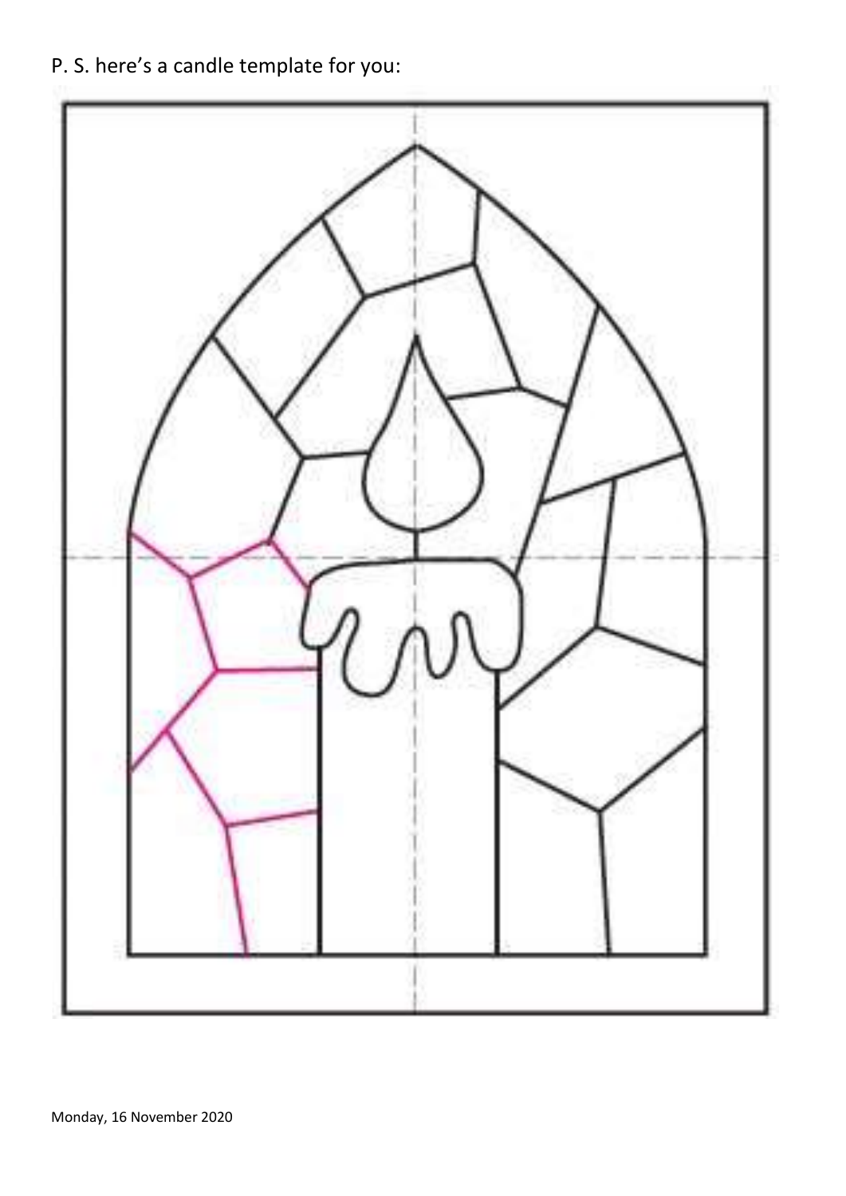P. S. here's a candle template for you:

Monday, 16 November 2020